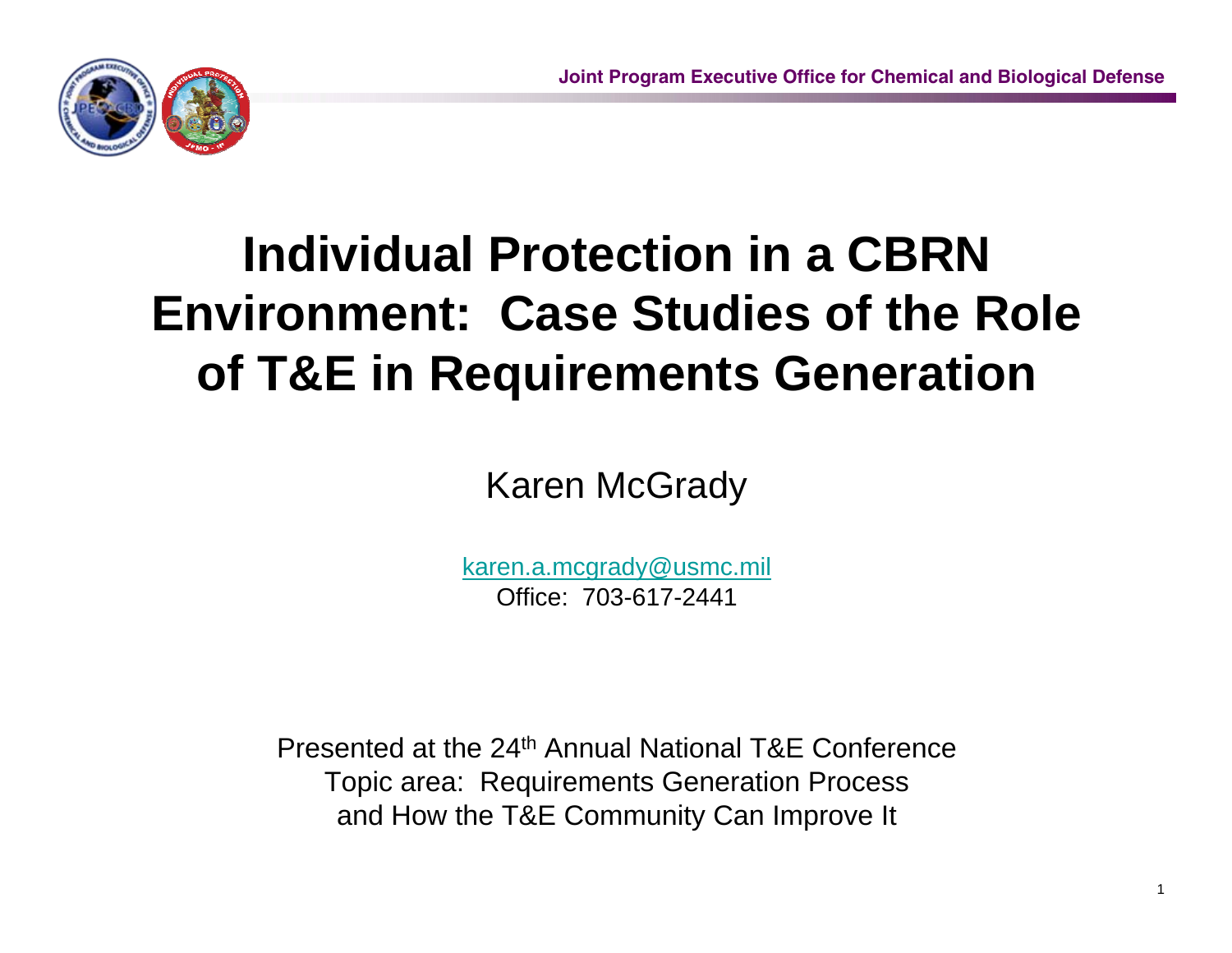Joint Program Executive Office for Chemical and Biological Defense

# Individual Protection in a CBRN Environment: Case Studies of the Role of T&E in Requirements Generation

Karen McGrady

karen.a.mcgrady@usmc.mil
Office: 703-617-2441

Presented at the 24th Annual National T&E Conference
Topic area: Requirements Generation Process
and How the T&E Community Can Improve It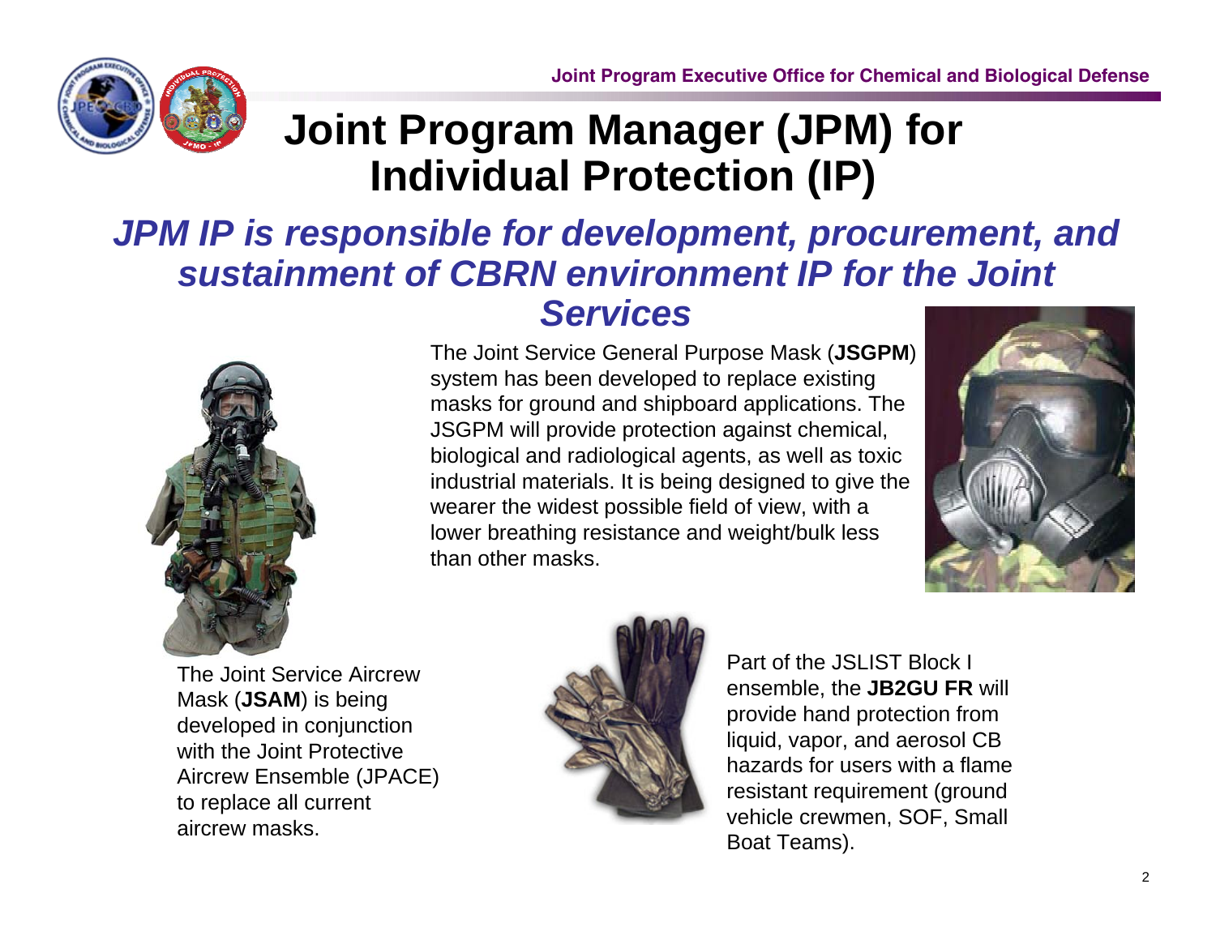# Joint Program Manager (JPM) for Individual Protection (IP)

***JPM IP is responsible for development, procurement, and sustainment of CBRN environment IP for the Joint Services***

The Joint Service General Purpose Mask (**JSGPM**) system has been developed to replace existing masks for ground and shipboard applications. The JSGPM will provide protection against chemical, biological and radiological agents, as well as toxic industrial materials. It is being designed to give the wearer the widest possible field of view, with a lower breathing resistance and weight/bulk less than other masks.

The Joint Service Aircrew Mask (**JSAM**) is being developed in conjunction with the Joint Protective Aircrew Ensemble (JPACE) to replace all current aircrew masks.

Part of the JSLIST Block I ensemble, the **JB2GU FR** will provide hand protection from liquid, vapor, and aerosol CB hazards for users with a flame resistant requirement (ground vehicle crewmen, SOF, Small Boat Teams).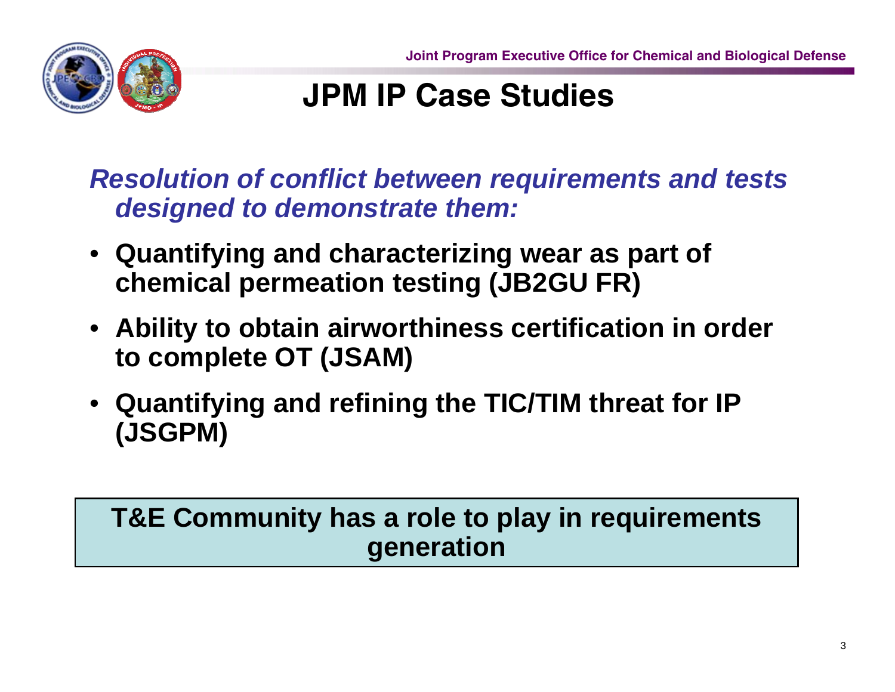# JPM IP Case Studies

***Resolution of conflict between requirements and tests designed to demonstrate them:***

- **Quantifying and characterizing wear as part of chemical permeation testing (JB2GU FR)**
- **Ability to obtain airworthiness certification in order to complete OT (JSAM)**
- **Quantifying and refining the TIC/TIM threat for IP (JSGPM)**

**T&E Community has a role to play in requirements generation**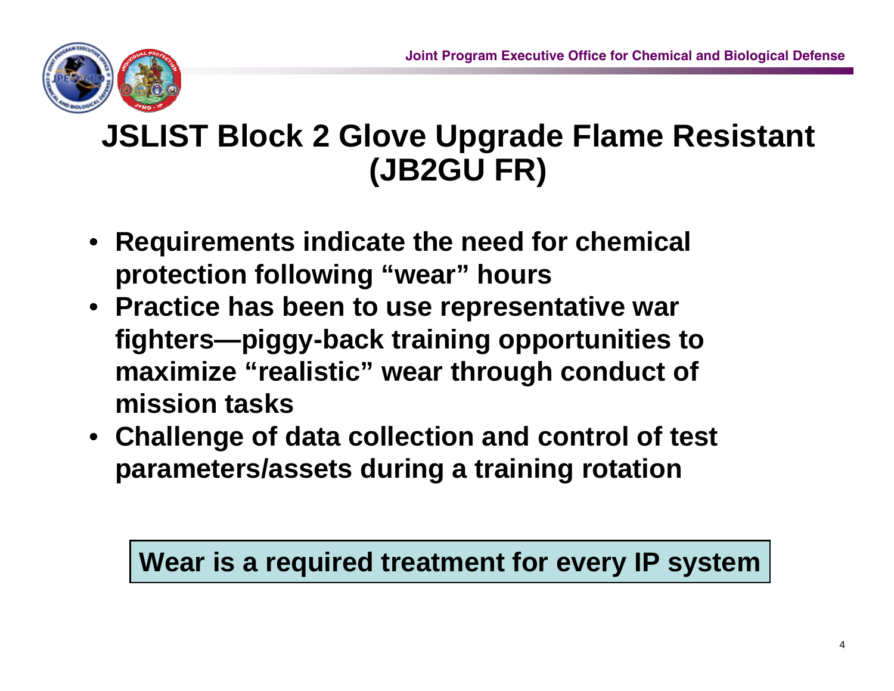# JSLIST Block 2 Glove Upgrade Flame Resistant (JB2GU FR)

- **Requirements indicate the need for chemical protection following "wear" hours**
- **Practice has been to use representative war fighters—piggy-back training opportunities to maximize "realistic" wear through conduct of mission tasks**
- **Challenge of data collection and control of test parameters/assets during a training rotation**

**Wear is a required treatment for every IP system**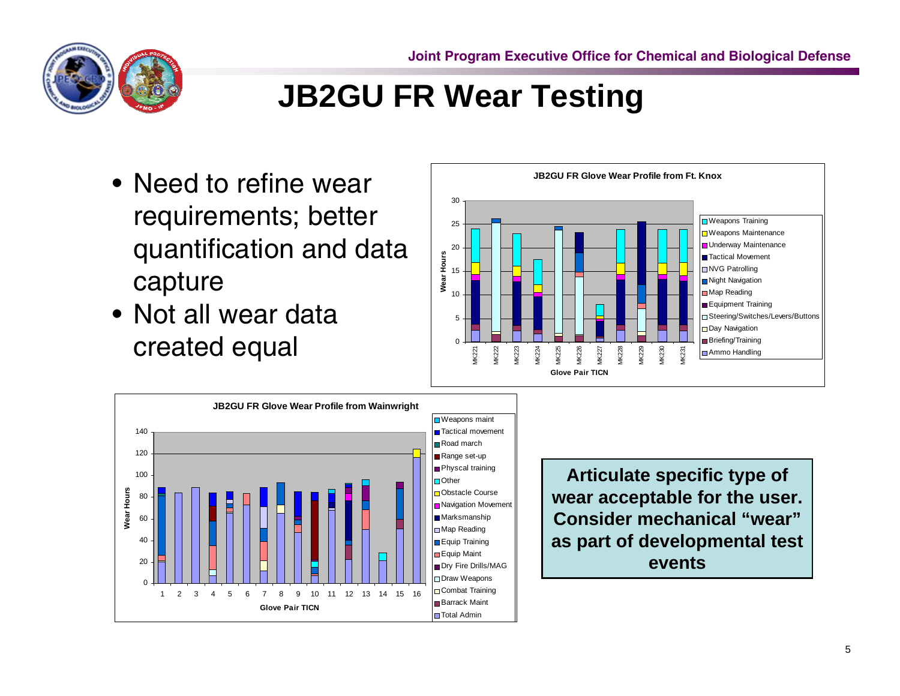# JB2GU FR Wear Testing

- Need to refine wear requirements; better quantification and data capture
- Not all wear data created equal

**JB2GU FR Glove Wear Profile from Ft. Knox**

Wear Hours (0–30) by Glove Pair TICN: MK221, MK222, MK223, MK224, MK225, MK226, MK227, MK228, MK229, MK230, MK231

Legend: Weapons Training, Weapons Maintenance, Underway Maintenance, Tactical Movement, NVG Patrolling, Night Navigation, Map Reading, Equipment Training, Steering/Switches/Levers/Buttons, Day Navigation, Briefing/Training, Ammo Handling

**JB2GU FR Glove Wear Profile from Wainwright**

Wear Hours (0–140) by Glove Pair TICN: 1–16

Legend: Weapons maint, Tactical movement, Road march, Range set-up, Physcal training, Other, Obstacle Course, Navigation Movement, Marksmanship, Map Reading, Equip Training, Equip Maint, Dry Fire Drills/MAG, Draw Weapons, Combat Training, Barrack Maint, Total Admin

**Articulate specific type of wear acceptable for the user. Consider mechanical "wear" as part of developmental test events**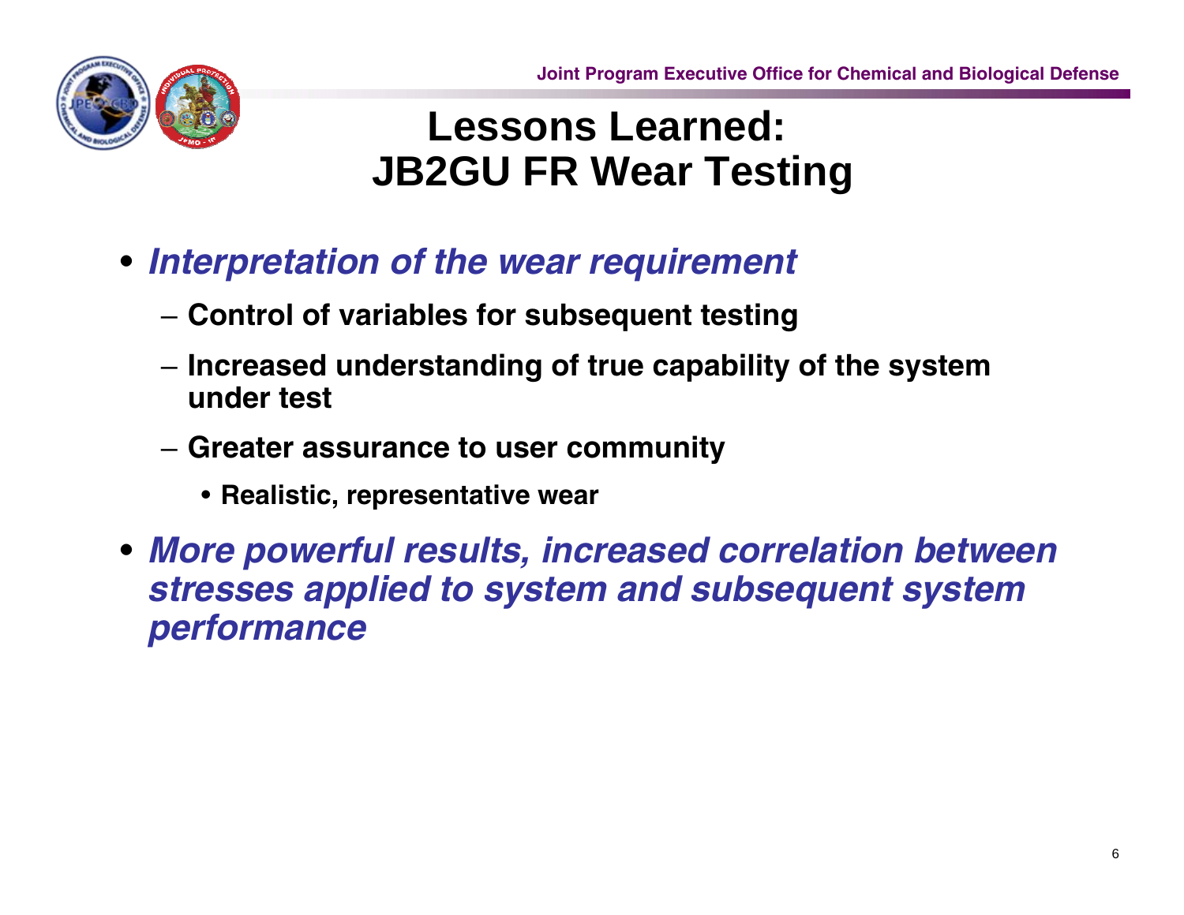# Lessons Learned: JB2GU FR Wear Testing

- ***Interpretation of the wear requirement***
  - **Control of variables for subsequent testing**
  - **Increased understanding of true capability of the system under test**
  - **Greater assurance to user community**
    - **Realistic, representative wear**
- ***More powerful results, increased correlation between stresses applied to system and subsequent system performance***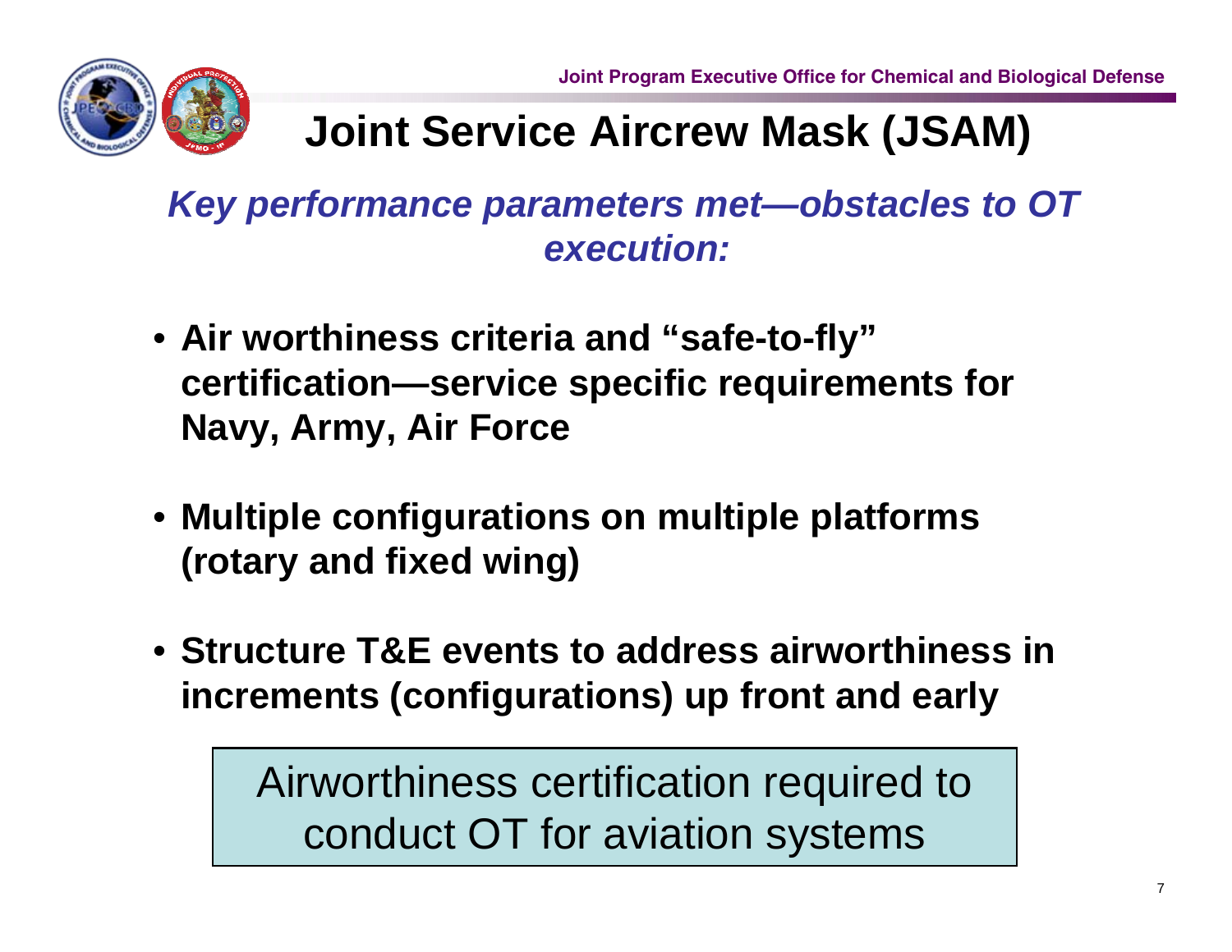# Joint Service Aircrew Mask (JSAM)

***Key performance parameters met—obstacles to OT execution:***

- **Air worthiness criteria and "safe-to-fly" certification—service specific requirements for Navy, Army, Air Force**
- **Multiple configurations on multiple platforms (rotary and fixed wing)**
- **Structure T&E events to address airworthiness in increments (configurations) up front and early**

Airworthiness certification required to conduct OT for aviation systems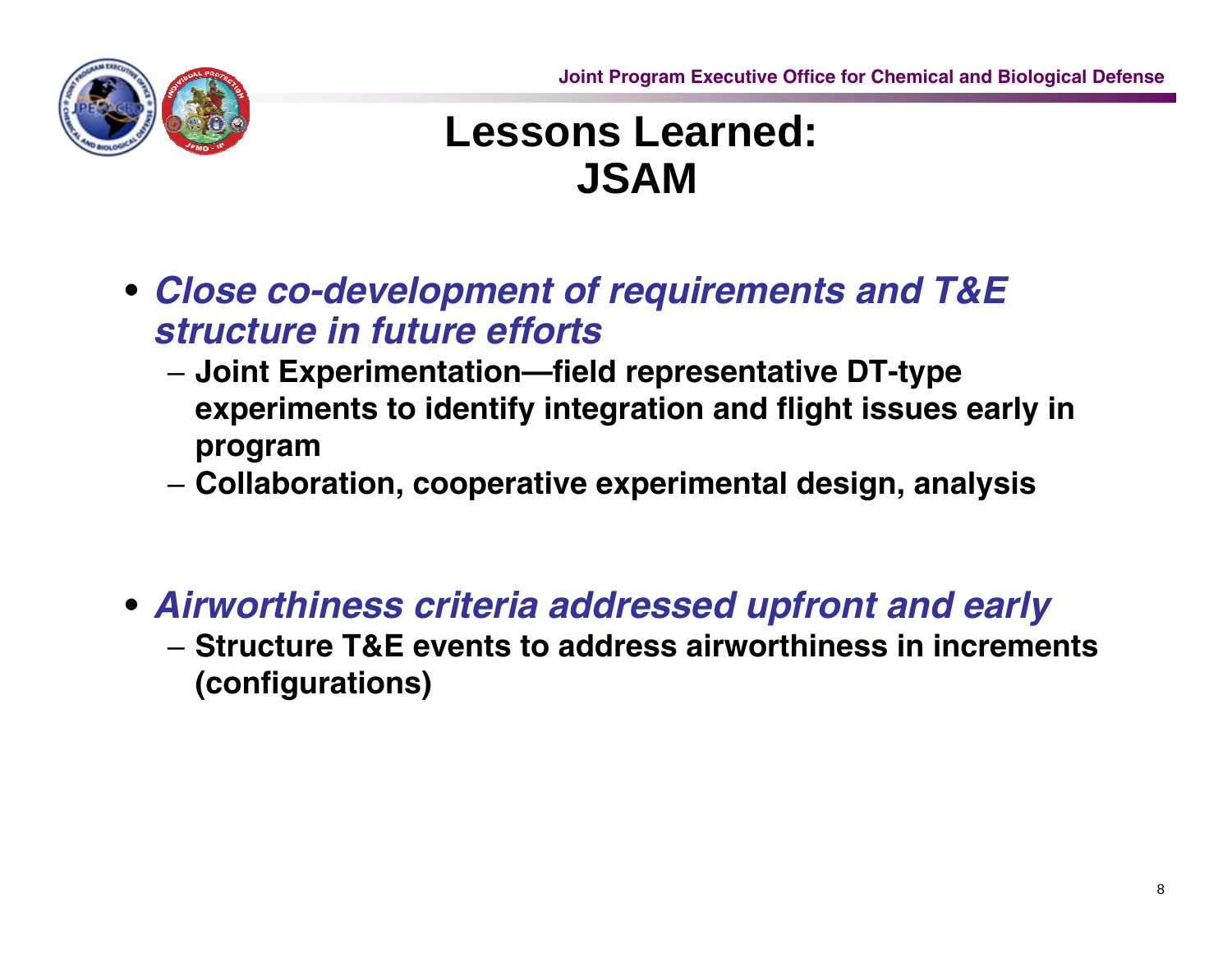# Lessons Learned: JSAM

- ***Close co-development of requirements and T&E structure in future efforts***
  - **Joint Experimentation—field representative DT-type experiments to identify integration and flight issues early in program**
  - **Collaboration, cooperative experimental design, analysis**

- ***Airworthiness criteria addressed upfront and early***
  - **Structure T&E events to address airworthiness in increments (configurations)**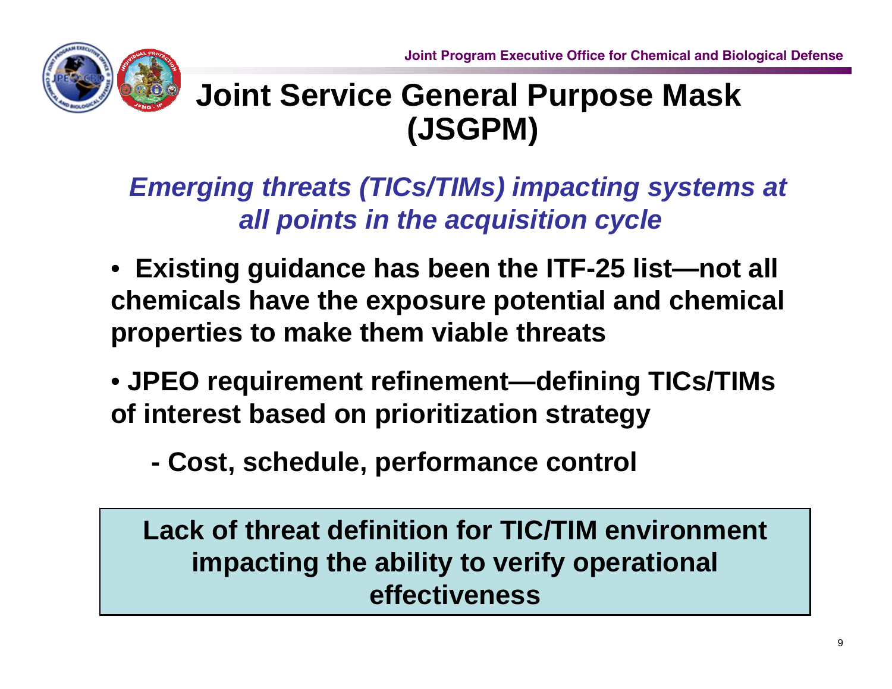# Joint Service General Purpose Mask (JSGPM)

*Emerging threats (TICs/TIMs) impacting systems at all points in the acquisition cycle*

- **Existing guidance has been the ITF-25 list—not all chemicals have the exposure potential and chemical properties to make them viable threats**
- **JPEO requirement refinement—defining TICs/TIMs of interest based on prioritization strategy**
  - **Cost, schedule, performance control**

**Lack of threat definition for TIC/TIM environment impacting the ability to verify operational effectiveness**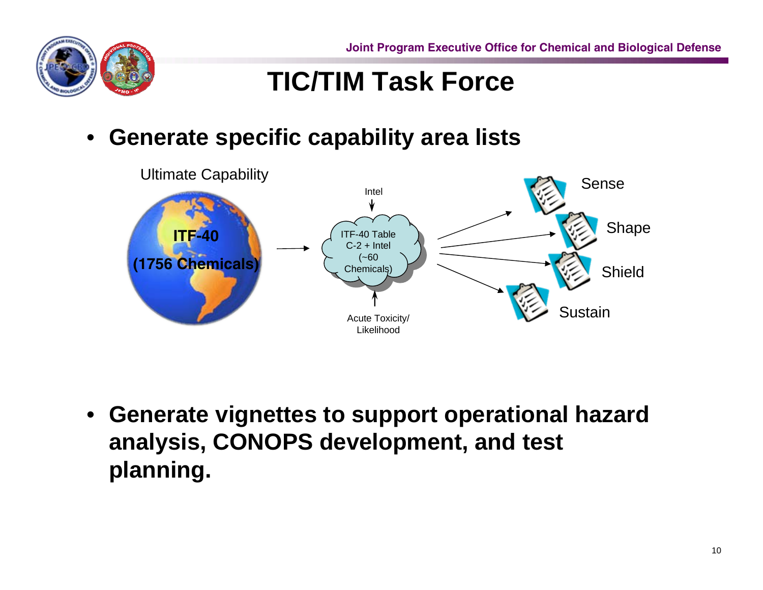# TIC/TIM Task Force

- **Generate specific capability area lists**

Ultimate Capability

**ITF-40**

**(1756 Chemicals)**

Intel

ITF-40 Table C-2 + Intel (~60 Chemicals)

Acute Toxicity/ Likelihood

Sense

Shape

Shield

Sustain

- **Generate vignettes to support operational hazard analysis, CONOPS development, and test planning.**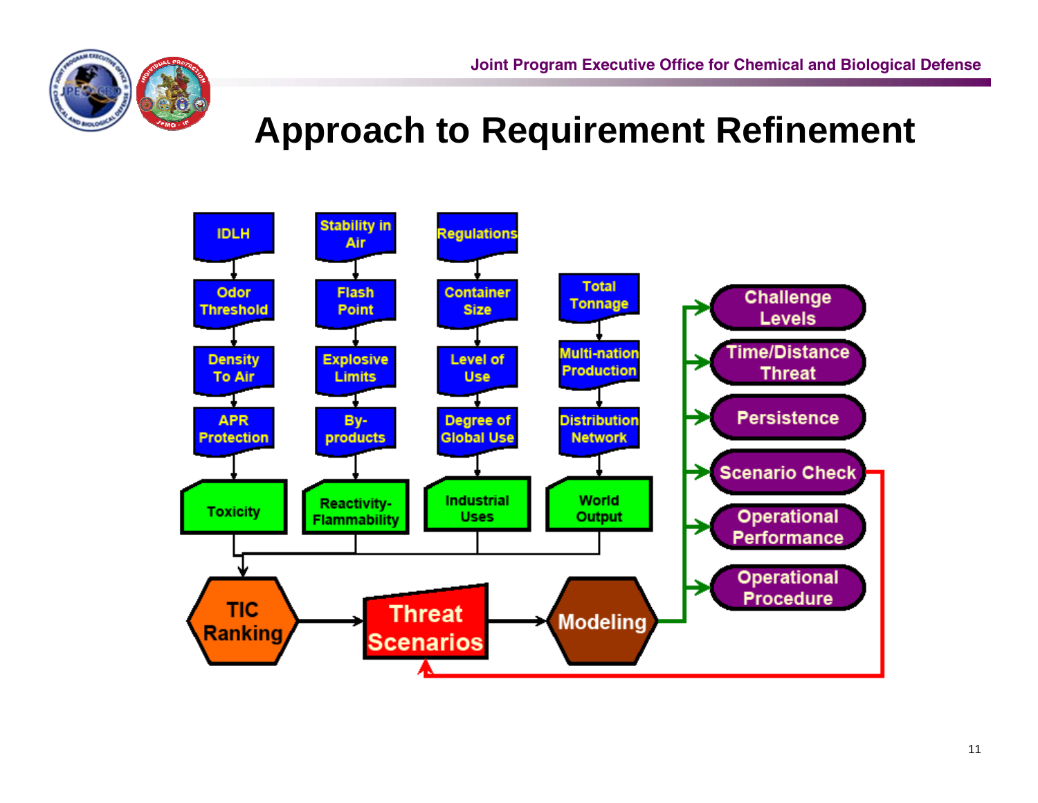# Approach to Requirement Refinement

IDLH → Odor Threshold → Density To Air → APR Protection → Toxicity

Stability in Air → Flash Point → Explosive Limits → By-products → Reactivity-Flammability

Regulations → Container Size → Level of Use → Degree of Global Use → Industrial Uses

Total Tonnage → Multi-nation Production → Distribution Network → World Output

Toxicity, Reactivity-Flammability, Industrial Uses, World Output → TIC Ranking → Threat Scenarios → Modeling

Modeling →
- Challenge Levels
- Time/Distance Threat
- Persistence
- Scenario Check → Threat Scenarios
- Operational Performance
- Operational Procedure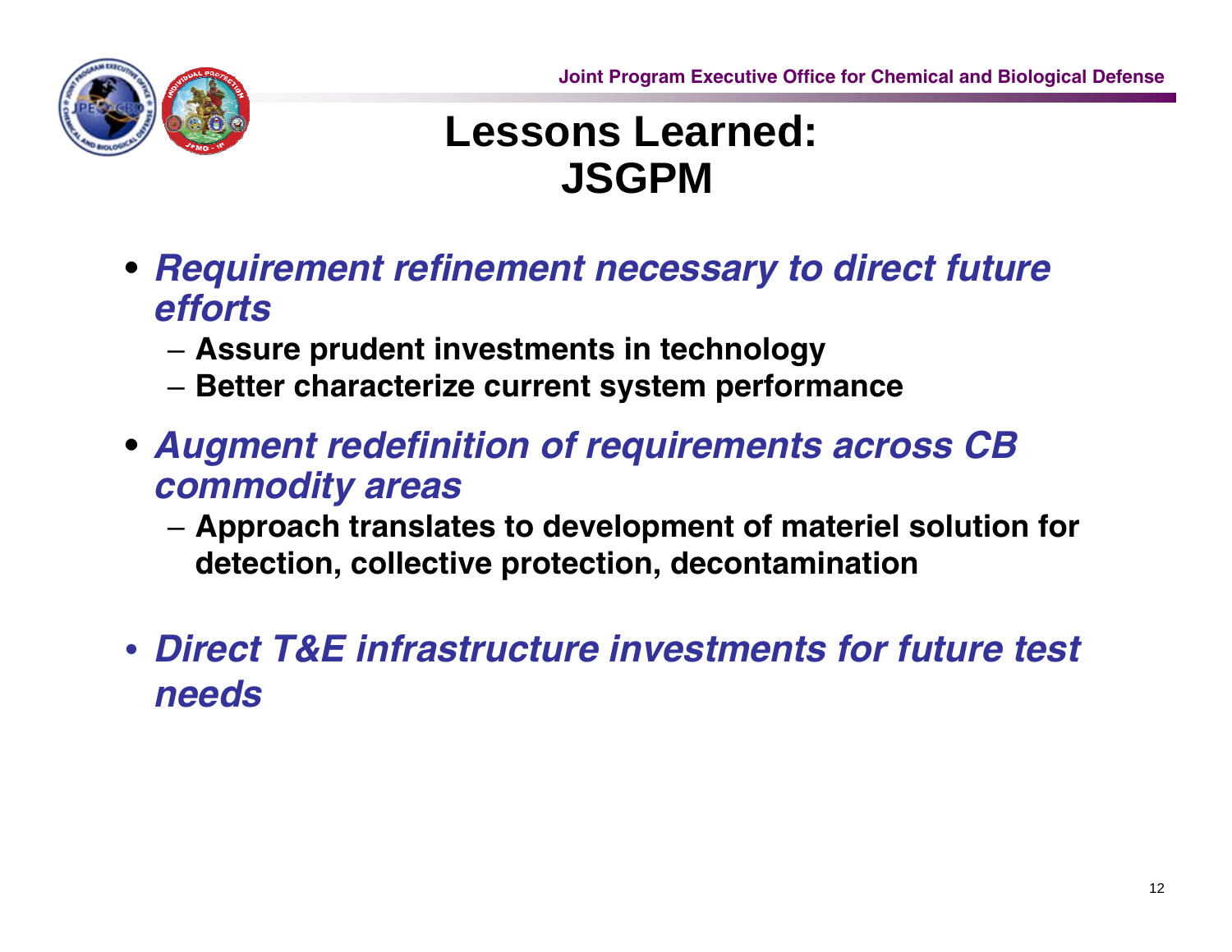# Lessons Learned: JSGPM

- ***Requirement refinement necessary to direct future efforts***
  - **Assure prudent investments in technology**
  - **Better characterize current system performance**
- ***Augment redefinition of requirements across CB commodity areas***
  - **Approach translates to development of materiel solution for detection, collective protection, decontamination**
- ***Direct T&E infrastructure investments for future test needs***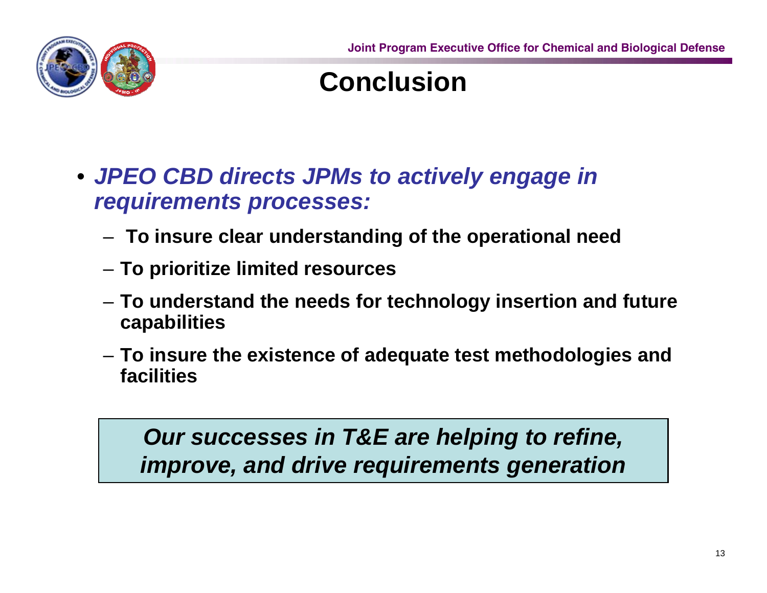# Conclusion

- ***JPEO CBD directs JPMs to actively engage in requirements processes:***
  - **To insure clear understanding of the operational need**
  - **To prioritize limited resources**
  - **To understand the needs for technology insertion and future capabilities**
  - **To insure the existence of adequate test methodologies and facilities**

***Our successes in T&E are helping to refine, improve, and drive requirements generation***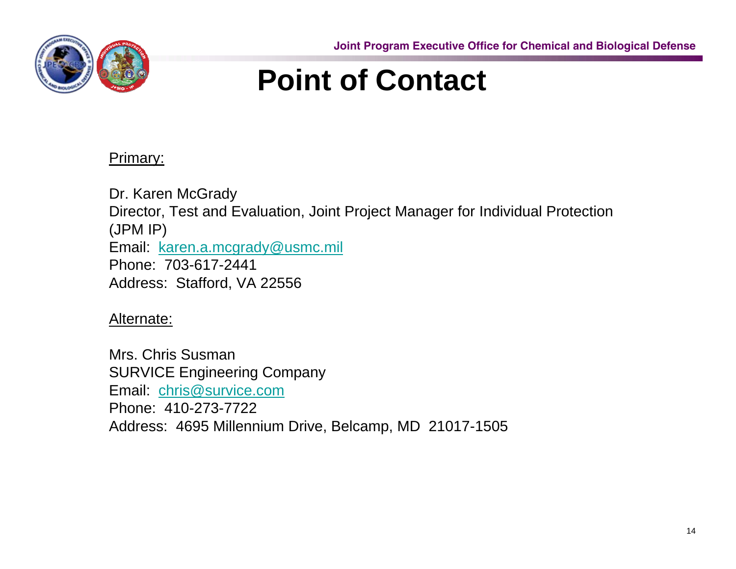# Point of Contact

Primary:

Dr. Karen McGrady
Director, Test and Evaluation, Joint Project Manager for Individual Protection (JPM IP)
Email: karen.a.mcgrady@usmc.mil
Phone: 703-617-2441
Address: Stafford, VA 22556

Alternate:

Mrs. Chris Susman
SURVICE Engineering Company
Email: chris@survice.com
Phone: 410-273-7722
Address: 4695 Millennium Drive, Belcamp, MD 21017-1505